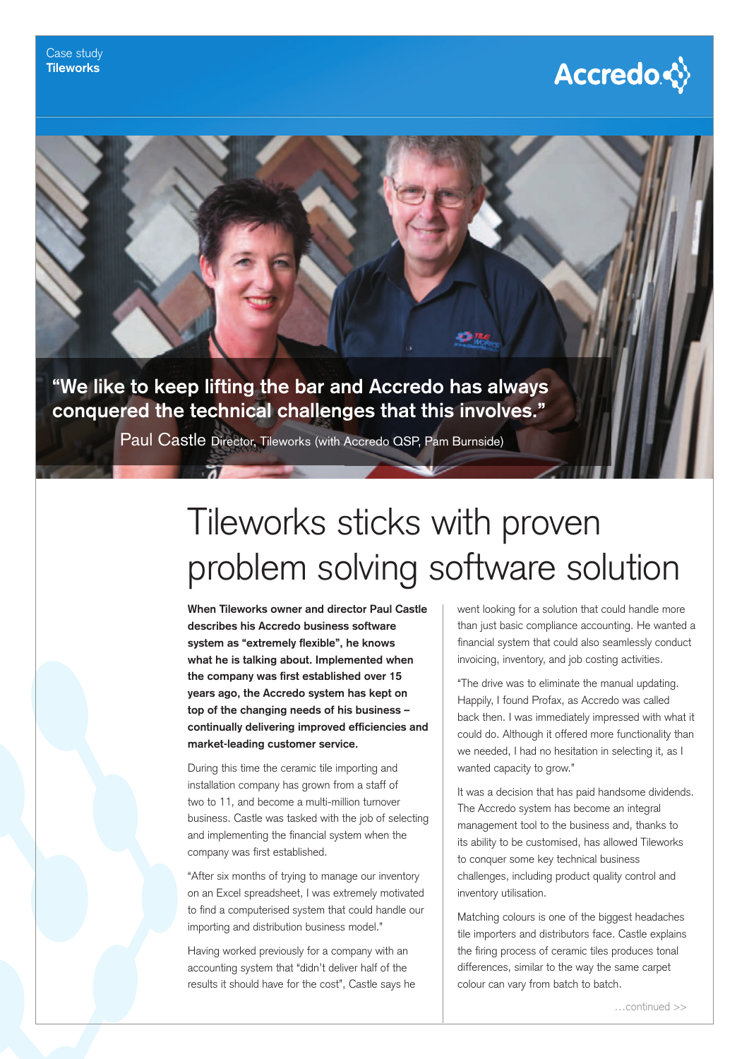Case study
**Tileworks**

Accredo

**"We like to keep lifting the bar and Accredo has always conquered the technical challenges that this involves."**

Paul Castle Director, Tileworks (with Accredo QSP, Pam Burnside)

# Tileworks sticks with proven problem solving software solution

**When Tileworks owner and director Paul Castle describes his Accredo business software system as "extremely flexible", he knows what he is talking about. Implemented when the company was first established over 15 years ago, the Accredo system has kept on top of the changing needs of his business – continually delivering improved efficiencies and market-leading customer service.**

During this time the ceramic tile importing and installation company has grown from a staff of two to 11, and become a multi-million turnover business. Castle was tasked with the job of selecting and implementing the financial system when the company was first established.

"After six months of trying to manage our inventory on an Excel spreadsheet, I was extremely motivated to find a computerised system that could handle our importing and distribution business model."

Having worked previously for a company with an accounting system that "didn't deliver half of the results it should have for the cost", Castle says he went looking for a solution that could handle more than just basic compliance accounting. He wanted a financial system that could also seamlessly conduct invoicing, inventory, and job costing activities.

"The drive was to eliminate the manual updating. Happily, I found Profax, as Accredo was called back then. I was immediately impressed with what it could do. Although it offered more functionality than we needed, I had no hesitation in selecting it, as I wanted capacity to grow."

It was a decision that has paid handsome dividends. The Accredo system has become an integral management tool to the business and, thanks to its ability to be customised, has allowed Tileworks to conquer some key technical business challenges, including product quality control and inventory utilisation.

Matching colours is one of the biggest headaches tile importers and distributors face. Castle explains the firing process of ceramic tiles produces tonal differences, similar to the way the same carpet colour can vary from batch to batch.

…continued >>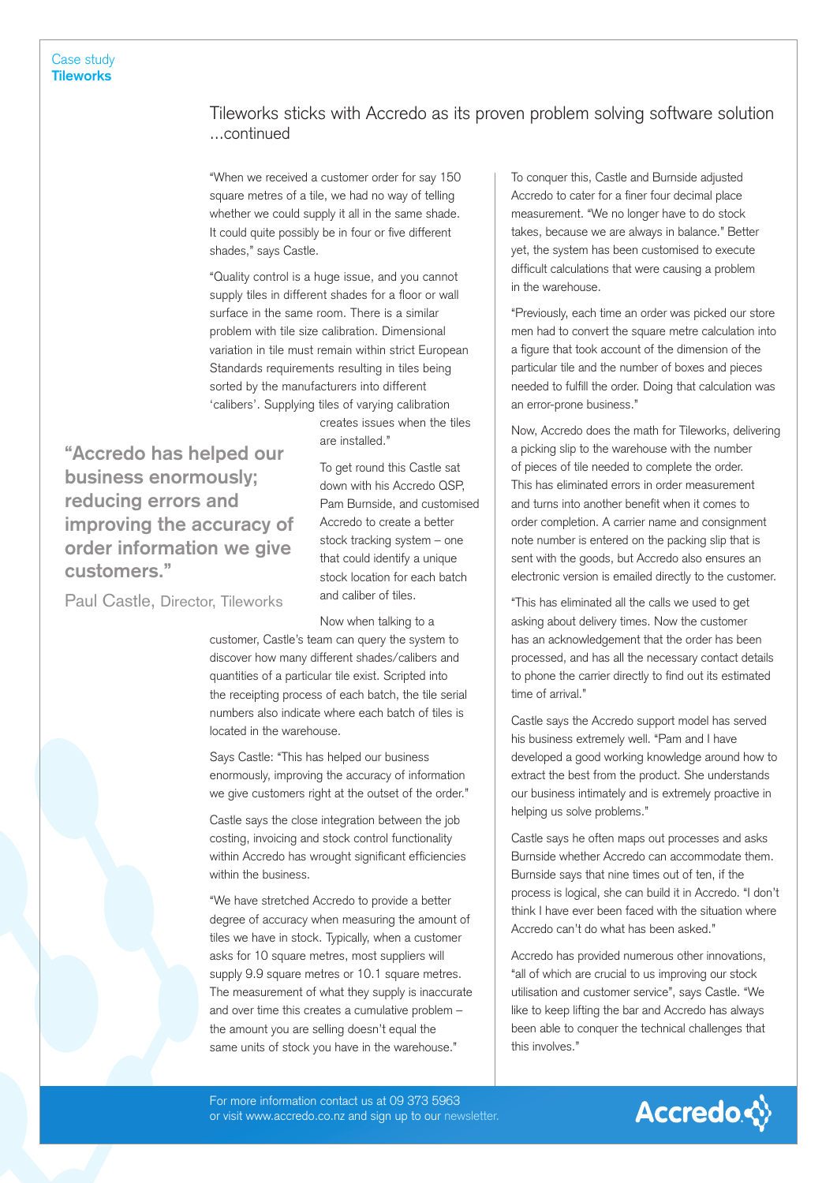Case study
**Tileworks**

## Tileworks sticks with Accredo as its proven problem solving software solution ...continued

"When we received a customer order for say 150 square metres of a tile, we had no way of telling whether we could supply it all in the same shade. It could quite possibly be in four or five different shades," says Castle.

"Quality control is a huge issue, and you cannot supply tiles in different shades for a floor or wall surface in the same room. There is a similar problem with tile size calibration. Dimensional variation in tile must remain within strict European Standards requirements resulting in tiles being sorted by the manufacturers into different 'calibers'. Supplying tiles of varying calibration creates issues when the tiles are installed."

> **"Accredo has helped our business enormously; reducing errors and improving the accuracy of order information we give customers."**
>
> Paul Castle, Director, Tileworks

To get round this Castle sat down with his Accredo QSP, Pam Burnside, and customised Accredo to create a better stock tracking system – one that could identify a unique stock location for each batch and caliber of tiles.

Now when talking to a customer, Castle's team can query the system to discover how many different shades/calibers and quantities of a particular tile exist. Scripted into the receipting process of each batch, the tile serial numbers also indicate where each batch of tiles is located in the warehouse.

Says Castle: "This has helped our business enormously, improving the accuracy of information we give customers right at the outset of the order."

Castle says the close integration between the job costing, invoicing and stock control functionality within Accredo has wrought significant efficiencies within the business.

"We have stretched Accredo to provide a better degree of accuracy when measuring the amount of tiles we have in stock. Typically, when a customer asks for 10 square metres, most suppliers will supply 9.9 square metres or 10.1 square metres. The measurement of what they supply is inaccurate and over time this creates a cumulative problem – the amount you are selling doesn't equal the same units of stock you have in the warehouse."

To conquer this, Castle and Burnside adjusted Accredo to cater for a finer four decimal place measurement. "We no longer have to do stock takes, because we are always in balance." Better yet, the system has been customised to execute difficult calculations that were causing a problem in the warehouse.

"Previously, each time an order was picked our store men had to convert the square metre calculation into a figure that took account of the dimension of the particular tile and the number of boxes and pieces needed to fulfill the order. Doing that calculation was an error-prone business."

Now, Accredo does the math for Tileworks, delivering a picking slip to the warehouse with the number of pieces of tile needed to complete the order. This has eliminated errors in order measurement and turns into another benefit when it comes to order completion. A carrier name and consignment note number is entered on the packing slip that is sent with the goods, but Accredo also ensures an electronic version is emailed directly to the customer.

"This has eliminated all the calls we used to get asking about delivery times. Now the customer has an acknowledgement that the order has been processed, and has all the necessary contact details to phone the carrier directly to find out its estimated time of arrival."

Castle says the Accredo support model has served his business extremely well. "Pam and I have developed a good working knowledge around how to extract the best from the product. She understands our business intimately and is extremely proactive in helping us solve problems."

Castle says he often maps out processes and asks Burnside whether Accredo can accommodate them. Burnside says that nine times out of ten, if the process is logical, she can build it in Accredo. "I don't think I have ever been faced with the situation where Accredo can't do what has been asked."

Accredo has provided numerous other innovations, "all of which are crucial to us improving our stock utilisation and customer service", says Castle. "We like to keep lifting the bar and Accredo has always been able to conquer the technical challenges that this involves."

For more information contact us at 09 373 5963
or visit www.accredo.co.nz and sign up to our newsletter.

Accredo